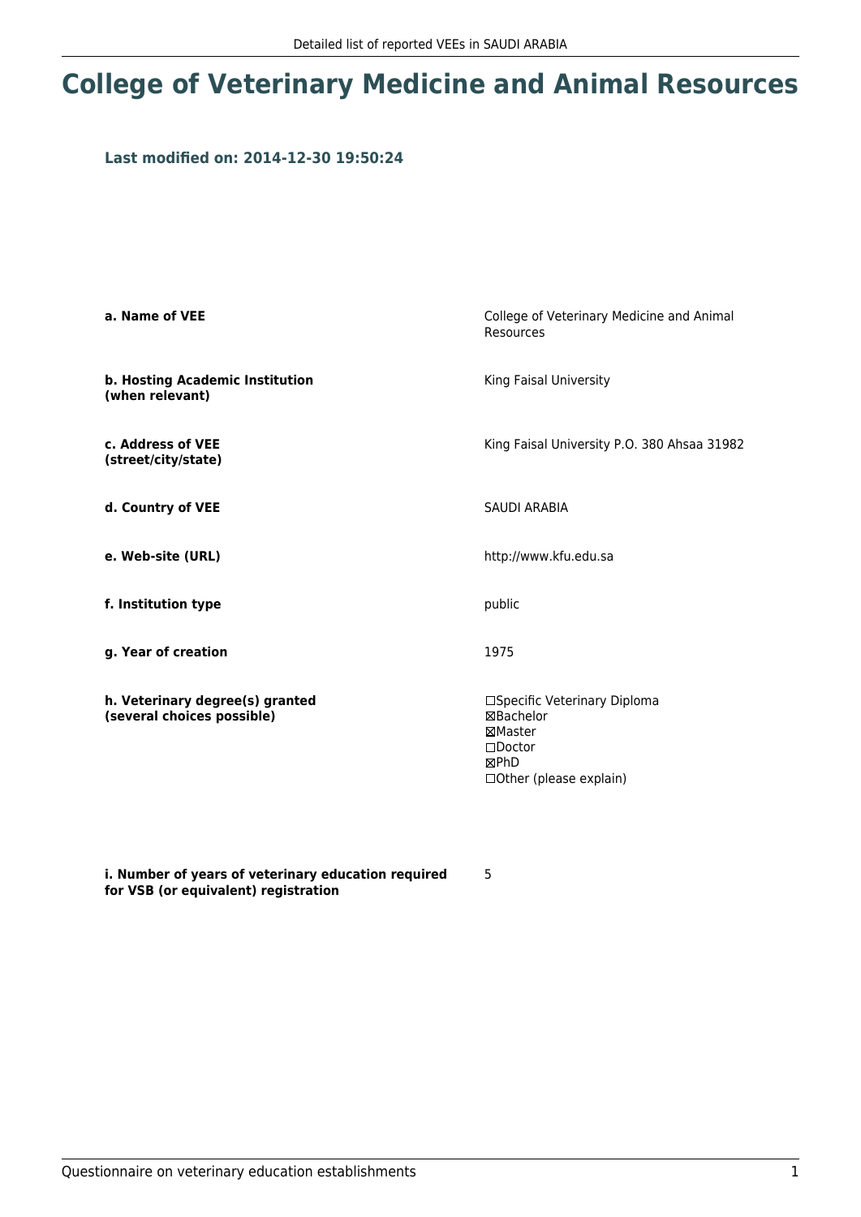# College of Veterinary Medicine and Animal Resources

### Last modified on: 2014-12-30 19:50:24

| | |
|---|---|
| **a. Name of VEE** | College of Veterinary Medicine and Animal Resources |
| **b. Hosting Academic Institution (when relevant)** | King Faisal University |
| **c. Address of VEE (street/city/state)** | King Faisal University P.O. 380 Ahsaa 31982 |
| **d. Country of VEE** | SAUDI ARABIA |
| **e. Web-site (URL)** | http://www.kfu.edu.sa |
| **f. Institution type** | public |
| **g. Year of creation** | 1975 |
| **h. Veterinary degree(s) granted (several choices possible)** | ☐Specific Veterinary Diploma<br>☒Bachelor<br>☒Master<br>☐Doctor<br>☒PhD<br>☐Other (please explain) |
| **i. Number of years of veterinary education required for VSB (or equivalent) registration** | 5 |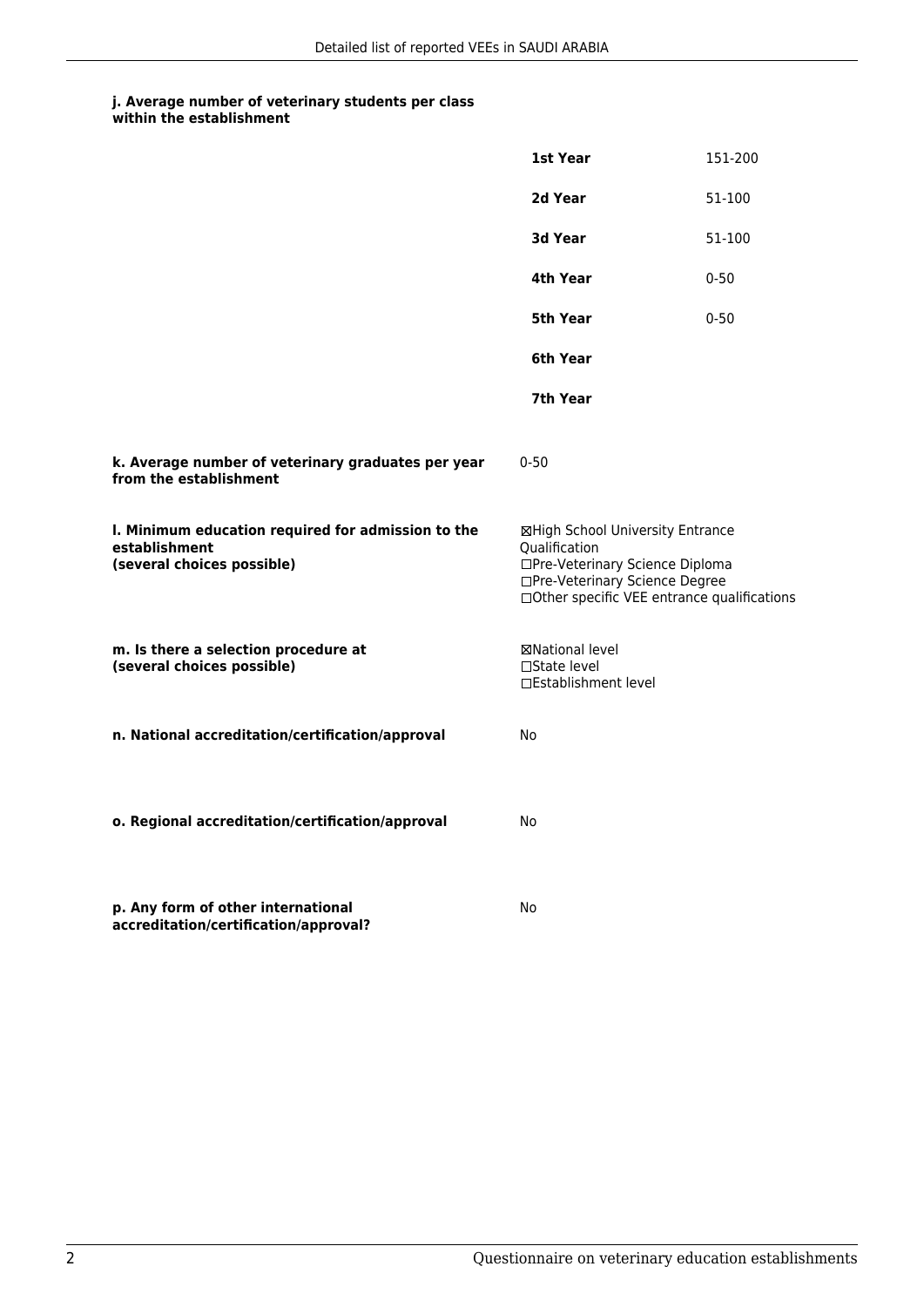**j. Average number of veterinary students per class within the establishment**

| | |
|---|---|
| **1st Year** | 151-200 |
| **2d Year** | 51-100 |
| **3d Year** | 51-100 |
| **4th Year** | 0-50 |
| **5th Year** | 0-50 |
| **6th Year** | |
| **7th Year** | |

**k. Average number of veterinary graduates per year from the establishment**

0-50

**l. Minimum education required for admission to the establishment (several choices possible)**

☒High School University Entrance Qualification
☐Pre-Veterinary Science Diploma
☐Pre-Veterinary Science Degree
☐Other specific VEE entrance qualifications

**m. Is there a selection procedure at (several choices possible)**

☒National level
☐State level
☐Establishment level

**n. National accreditation/certification/approval**

No

**o. Regional accreditation/certification/approval**

No

**p. Any form of other international accreditation/certification/approval?**

No